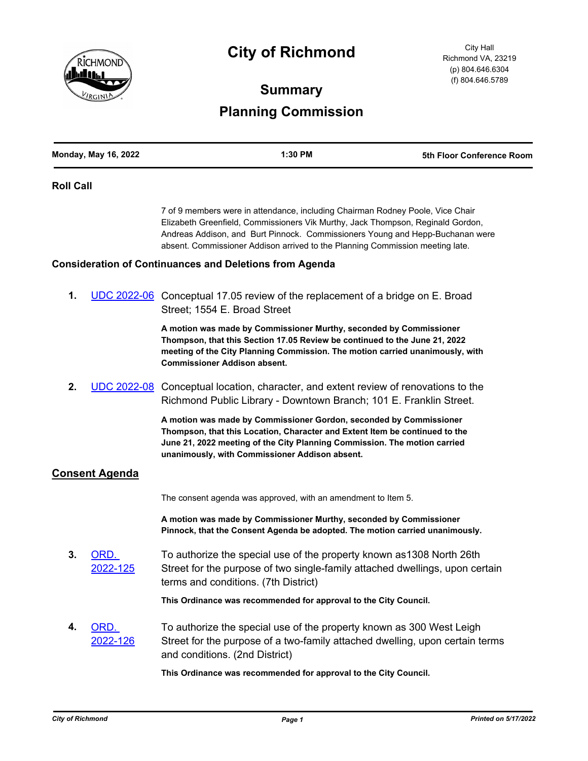# City of Richmond

City Hall
Richmond VA, 23219
(p) 804.646.6304
(f) 804.646.5789

## Summary

## Planning Commission

**Monday, May 16, 2022** | **1:30 PM** | **5th Floor Conference Room**

### Roll Call

7 of 9 members were in attendance, including Chairman Rodney Poole, Vice Chair Elizabeth Greenfield, Commissioners Vik Murthy, Jack Thompson, Reginald Gordon, Andreas Addison, and Burt Pinnock. Commissioners Young and Hepp-Buchanan were absent. Commissioner Addison arrived to the Planning Commission meeting late.

### Consideration of Continuances and Deletions from Agenda

**1.** UDC 2022-06 Conceptual 17.05 review of the replacement of a bridge on E. Broad Street; 1554 E. Broad Street

**A motion was made by Commissioner Murthy, seconded by Commissioner Thompson, that this Section 17.05 Review be continued to the June 21, 2022 meeting of the City Planning Commission. The motion carried unanimously, with Commissioner Addison absent.**

**2.** UDC 2022-08 Conceptual location, character, and extent review of renovations to the Richmond Public Library - Downtown Branch; 101 E. Franklin Street.

**A motion was made by Commissioner Gordon, seconded by Commissioner Thompson, that this Location, Character and Extent Item be continued to the June 21, 2022 meeting of the City Planning Commission. The motion carried unanimously, with Commissioner Addison absent.**

### Consent Agenda

The consent agenda was approved, with an amendment to Item 5.

**A motion was made by Commissioner Murthy, seconded by Commissioner Pinnock, that the Consent Agenda be adopted. The motion carried unanimously.**

**3.** ORD. 2022-125 To authorize the special use of the property known as1308 North 26th Street for the purpose of two single-family attached dwellings, upon certain terms and conditions. (7th District)

**This Ordinance was recommended for approval to the City Council.**

**4.** ORD. 2022-126 To authorize the special use of the property known as 300 West Leigh Street for the purpose of a two-family attached dwelling, upon certain terms and conditions. (2nd District)

**This Ordinance was recommended for approval to the City Council.**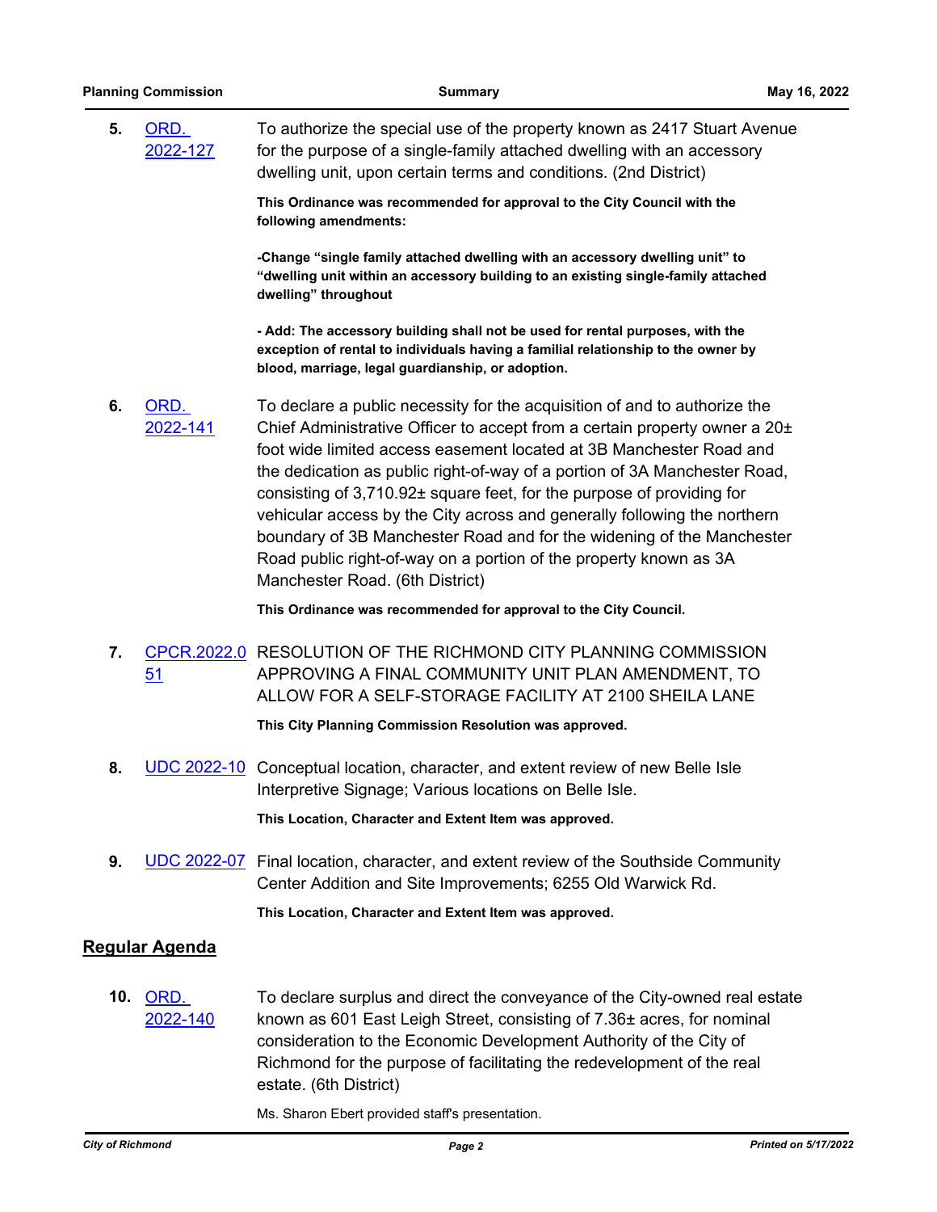5. [ORD. 2022-127] To authorize the special use of the property known as 2417 Stuart Avenue for the purpose of a single-family attached dwelling with an accessory dwelling unit, upon certain terms and conditions. (2nd District)

   **This Ordinance was recommended for approval to the City Council with the following amendments:**

   **-Change "single family attached dwelling with an accessory dwelling unit" to "dwelling unit within an accessory building to an existing single-family attached dwelling" throughout**

   **- Add: The accessory building shall not be used for rental purposes, with the exception of rental to individuals having a familial relationship to the owner by blood, marriage, legal guardianship, or adoption.**

6. [ORD. 2022-141] To declare a public necessity for the acquisition of and to authorize the Chief Administrative Officer to accept from a certain property owner a 20± foot wide limited access easement located at 3B Manchester Road and the dedication as public right-of-way of a portion of 3A Manchester Road, consisting of 3,710.92± square feet, for the purpose of providing for vehicular access by the City across and generally following the northern boundary of 3B Manchester Road and for the widening of the Manchester Road public right-of-way on a portion of the property known as 3A Manchester Road. (6th District)

   **This Ordinance was recommended for approval to the City Council.**

7. [CPCR.2022.051] RESOLUTION OF THE RICHMOND CITY PLANNING COMMISSION APPROVING A FINAL COMMUNITY UNIT PLAN AMENDMENT, TO ALLOW FOR A SELF-STORAGE FACILITY AT 2100 SHEILA LANE

   **This City Planning Commission Resolution was approved.**

8. [UDC 2022-10] Conceptual location, character, and extent review of new Belle Isle Interpretive Signage; Various locations on Belle Isle.

   **This Location, Character and Extent Item was approved.**

9. [UDC 2022-07] Final location, character, and extent review of the Southside Community Center Addition and Site Improvements; 6255 Old Warwick Rd.

   **This Location, Character and Extent Item was approved.**

## Regular Agenda

10. [ORD. 2022-140] To declare surplus and direct the conveyance of the City-owned real estate known as 601 East Leigh Street, consisting of 7.36± acres, for nominal consideration to the Economic Development Authority of the City of Richmond for the purpose of facilitating the redevelopment of the real estate. (6th District)

    Ms. Sharon Ebert provided staff's presentation.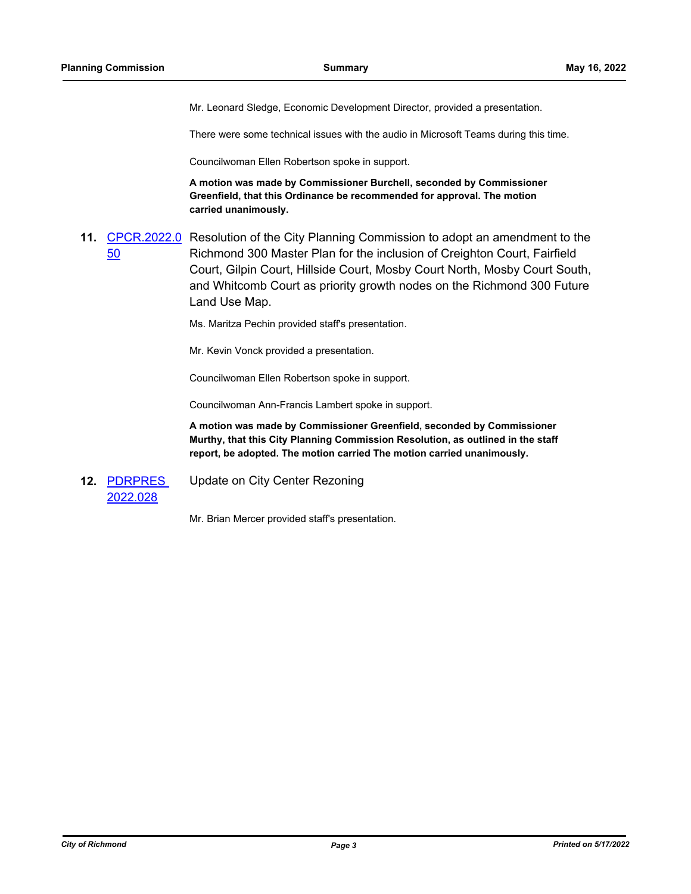Mr. Leonard Sledge, Economic Development Director, provided a presentation.

There were some technical issues with the audio in Microsoft Teams during this time.

Councilwoman Ellen Robertson spoke in support.

**A motion was made by Commissioner Burchell, seconded by Commissioner Greenfield, that this Ordinance be recommended for approval. The motion carried unanimously.**

**11.** CPCR.2022.050 Resolution of the City Planning Commission to adopt an amendment to the Richmond 300 Master Plan for the inclusion of Creighton Court, Fairfield Court, Gilpin Court, Hillside Court, Mosby Court North, Mosby Court South, and Whitcomb Court as priority growth nodes on the Richmond 300 Future Land Use Map.

Ms. Maritza Pechin provided staff's presentation.

Mr. Kevin Vonck provided a presentation.

Councilwoman Ellen Robertson spoke in support.

Councilwoman Ann-Francis Lambert spoke in support.

**A motion was made by Commissioner Greenfield, seconded by Commissioner Murthy, that this City Planning Commission Resolution, as outlined in the staff report, be adopted. The motion carried The motion carried unanimously.**

**12.** PDRPRES 2022.028 Update on City Center Rezoning

Mr. Brian Mercer provided staff's presentation.